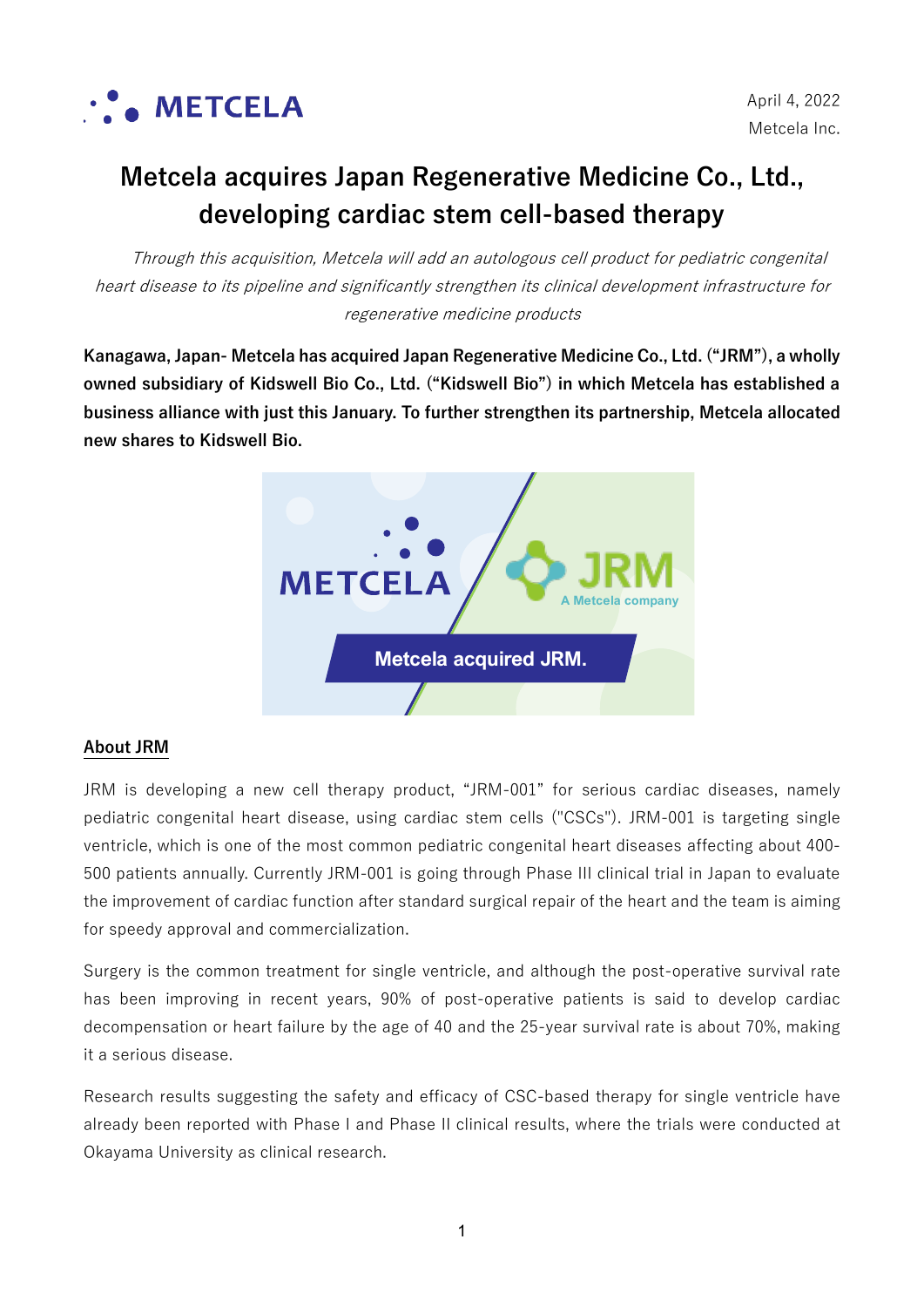April 4, 2022
Metcela Inc.

# Metcela acquires Japan Regenerative Medicine Co., Ltd., developing cardiac stem cell-based therapy

*Through this acquisition, Metcela will add an autologous cell product for pediatric congenital heart disease to its pipeline and significantly strengthen its clinical development infrastructure for regenerative medicine products*

**Kanagawa, Japan- Metcela has acquired Japan Regenerative Medicine Co., Ltd. ("JRM"), a wholly owned subsidiary of Kidswell Bio Co., Ltd. ("Kidswell Bio") in which Metcela has established a business alliance with just this January. To further strengthen its partnership, Metcela allocated new shares to Kidswell Bio.**

## About JRM

JRM is developing a new cell therapy product, "JRM-001" for serious cardiac diseases, namely pediatric congenital heart disease, using cardiac stem cells ("CSCs"). JRM-001 is targeting single ventricle, which is one of the most common pediatric congenital heart diseases affecting about 400-500 patients annually. Currently JRM-001 is going through Phase III clinical trial in Japan to evaluate the improvement of cardiac function after standard surgical repair of the heart and the team is aiming for speedy approval and commercialization.

Surgery is the common treatment for single ventricle, and although the post-operative survival rate has been improving in recent years, 90% of post-operative patients is said to develop cardiac decompensation or heart failure by the age of 40 and the 25-year survival rate is about 70%, making it a serious disease.

Research results suggesting the safety and efficacy of CSC-based therapy for single ventricle have already been reported with Phase I and Phase II clinical results, where the trials were conducted at Okayama University as clinical research.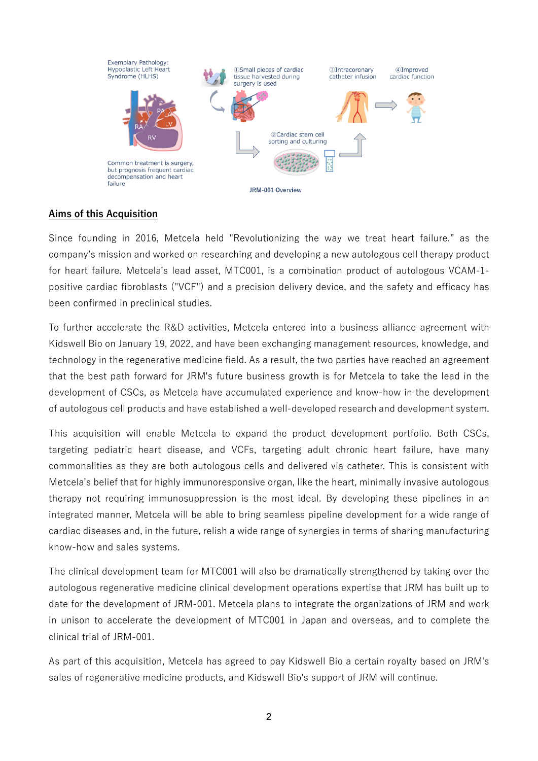Exemplary Pathology: Hypoplastic Left Heart Syndrome (HLHS)

Common treatment is surgery, but prognosis frequent cardiac decompensation and heart failure

①Small pieces of cardiac tissue harvested during surgery is used

②Cardiac stem cell sorting and culturing

③Intracoronary catheter infusion

④Improved cardiac function

JRM-001 Overview

## Aims of this Acquisition

Since founding in 2016, Metcela held "Revolutionizing the way we treat heart failure." as the company's mission and worked on researching and developing a new autologous cell therapy product for heart failure. Metcela's lead asset, MTC001, is a combination product of autologous VCAM-1-positive cardiac fibroblasts ("VCF") and a precision delivery device, and the safety and efficacy has been confirmed in preclinical studies.

To further accelerate the R&D activities, Metcela entered into a business alliance agreement with Kidswell Bio on January 19, 2022, and have been exchanging management resources, knowledge, and technology in the regenerative medicine field. As a result, the two parties have reached an agreement that the best path forward for JRM's future business growth is for Metcela to take the lead in the development of CSCs, as Metcela have accumulated experience and know-how in the development of autologous cell products and have established a well-developed research and development system.

This acquisition will enable Metcela to expand the product development portfolio. Both CSCs, targeting pediatric heart disease, and VCFs, targeting adult chronic heart failure, have many commonalities as they are both autologous cells and delivered via catheter. This is consistent with Metcela's belief that for highly immunoresponsive organ, like the heart, minimally invasive autologous therapy not requiring immunosuppression is the most ideal. By developing these pipelines in an integrated manner, Metcela will be able to bring seamless pipeline development for a wide range of cardiac diseases and, in the future, relish a wide range of synergies in terms of sharing manufacturing know-how and sales systems.

The clinical development team for MTC001 will also be dramatically strengthened by taking over the autologous regenerative medicine clinical development operations expertise that JRM has built up to date for the development of JRM-001. Metcela plans to integrate the organizations of JRM and work in unison to accelerate the development of MTC001 in Japan and overseas, and to complete the clinical trial of JRM-001.

As part of this acquisition, Metcela has agreed to pay Kidswell Bio a certain royalty based on JRM's sales of regenerative medicine products, and Kidswell Bio's support of JRM will continue.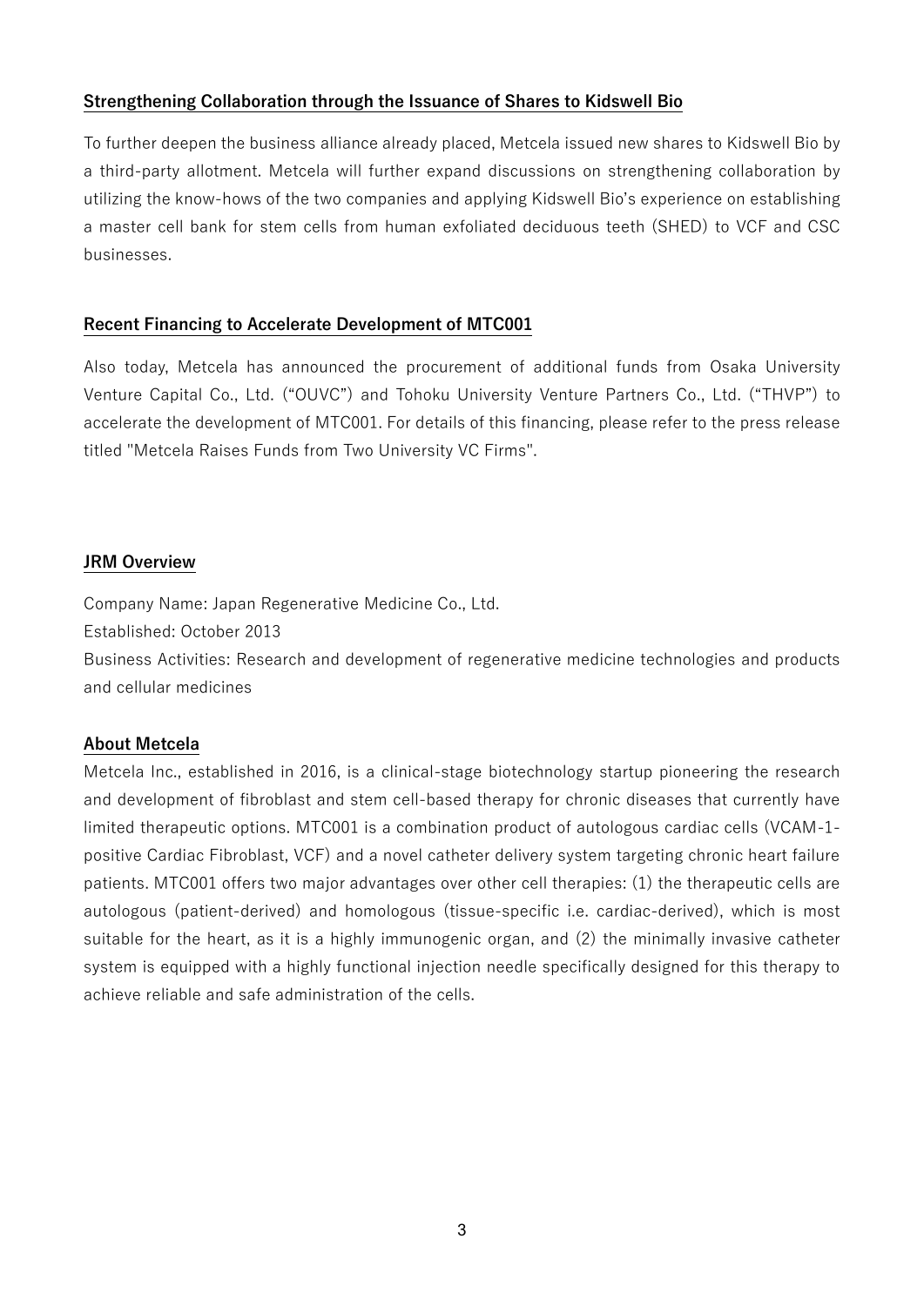## Strengthening Collaboration through the Issuance of Shares to Kidswell Bio

To further deepen the business alliance already placed, Metcela issued new shares to Kidswell Bio by a third-party allotment. Metcela will further expand discussions on strengthening collaboration by utilizing the know-hows of the two companies and applying Kidswell Bio's experience on establishing a master cell bank for stem cells from human exfoliated deciduous teeth (SHED) to VCF and CSC businesses.

## Recent Financing to Accelerate Development of MTC001

Also today, Metcela has announced the procurement of additional funds from Osaka University Venture Capital Co., Ltd. ("OUVC") and Tohoku University Venture Partners Co., Ltd. ("THVP") to accelerate the development of MTC001. For details of this financing, please refer to the press release titled "Metcela Raises Funds from Two University VC Firms".

## JRM Overview

Company Name: Japan Regenerative Medicine Co., Ltd.
Established: October 2013
Business Activities: Research and development of regenerative medicine technologies and products and cellular medicines

## About Metcela

Metcela Inc., established in 2016, is a clinical-stage biotechnology startup pioneering the research and development of fibroblast and stem cell-based therapy for chronic diseases that currently have limited therapeutic options. MTC001 is a combination product of autologous cardiac cells (VCAM-1-positive Cardiac Fibroblast, VCF) and a novel catheter delivery system targeting chronic heart failure patients. MTC001 offers two major advantages over other cell therapies: (1) the therapeutic cells are autologous (patient-derived) and homologous (tissue-specific i.e. cardiac-derived), which is most suitable for the heart, as it is a highly immunogenic organ, and (2) the minimally invasive catheter system is equipped with a highly functional injection needle specifically designed for this therapy to achieve reliable and safe administration of the cells.